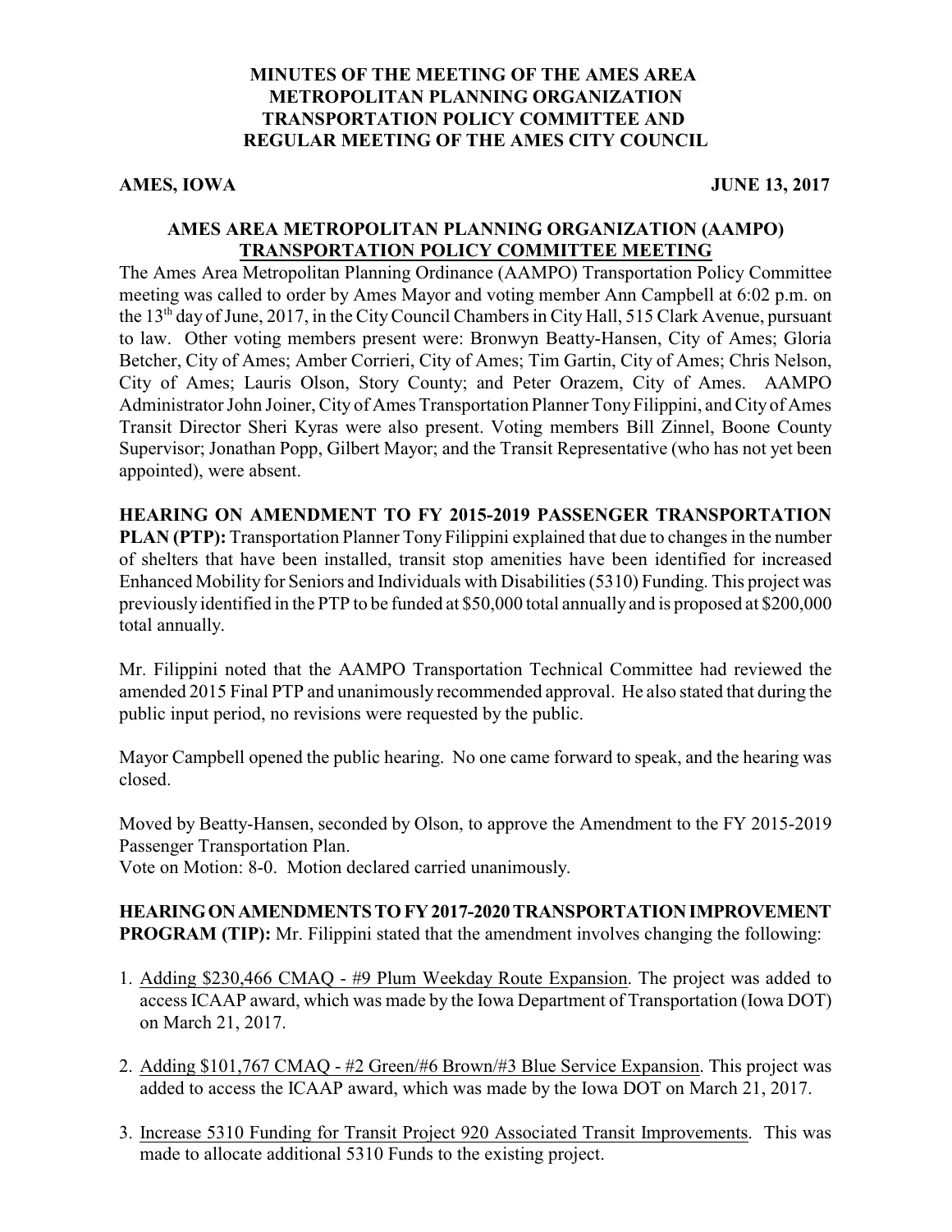# MINUTES OF THE MEETING OF THE AMES AREA METROPOLITAN PLANNING ORGANIZATION TRANSPORTATION POLICY COMMITTEE AND REGULAR MEETING OF THE AMES CITY COUNCIL

**AMES, IOWA** **JUNE 13, 2017**

## AMES AREA METROPOLITAN PLANNING ORGANIZATION (AAMPO) TRANSPORTATION POLICY COMMITTEE MEETING

The Ames Area Metropolitan Planning Ordinance (AAMPO) Transportation Policy Committee meeting was called to order by Ames Mayor and voting member Ann Campbell at 6:02 p.m. on the 13th day of June, 2017, in the City Council Chambers in City Hall, 515 Clark Avenue, pursuant to law. Other voting members present were: Bronwyn Beatty-Hansen, City of Ames; Gloria Betcher, City of Ames; Amber Corrieri, City of Ames; Tim Gartin, City of Ames; Chris Nelson, City of Ames; Lauris Olson, Story County; and Peter Orazem, City of Ames. AAMPO Administrator John Joiner, City of Ames Transportation Planner Tony Filippini, and City of Ames Transit Director Sheri Kyras were also present. Voting members Bill Zinnel, Boone County Supervisor; Jonathan Popp, Gilbert Mayor; and the Transit Representative (who has not yet been appointed), were absent.

**HEARING ON AMENDMENT TO FY 2015-2019 PASSENGER TRANSPORTATION PLAN (PTP):** Transportation Planner Tony Filippini explained that due to changes in the number of shelters that have been installed, transit stop amenities have been identified for increased Enhanced Mobility for Seniors and Individuals with Disabilities (5310) Funding. This project was previously identified in the PTP to be funded at $50,000 total annually and is proposed at $200,000 total annually.

Mr. Filippini noted that the AAMPO Transportation Technical Committee had reviewed the amended 2015 Final PTP and unanimously recommended approval. He also stated that during the public input period, no revisions were requested by the public.

Mayor Campbell opened the public hearing. No one came forward to speak, and the hearing was closed.

Moved by Beatty-Hansen, seconded by Olson, to approve the Amendment to the FY 2015-2019 Passenger Transportation Plan.
Vote on Motion: 8-0. Motion declared carried unanimously.

**HEARING ON AMENDMENTS TO FY 2017-2020 TRANSPORTATION IMPROVEMENT PROGRAM (TIP):** Mr. Filippini stated that the amendment involves changing the following:

1. Adding $230,466 CMAQ - #9 Plum Weekday Route Expansion. The project was added to access ICAAP award, which was made by the Iowa Department of Transportation (Iowa DOT) on March 21, 2017.

2. Adding $101,767 CMAQ - #2 Green/#6 Brown/#3 Blue Service Expansion. This project was added to access the ICAAP award, which was made by the Iowa DOT on March 21, 2017.

3. Increase 5310 Funding for Transit Project 920 Associated Transit Improvements. This was made to allocate additional 5310 Funds to the existing project.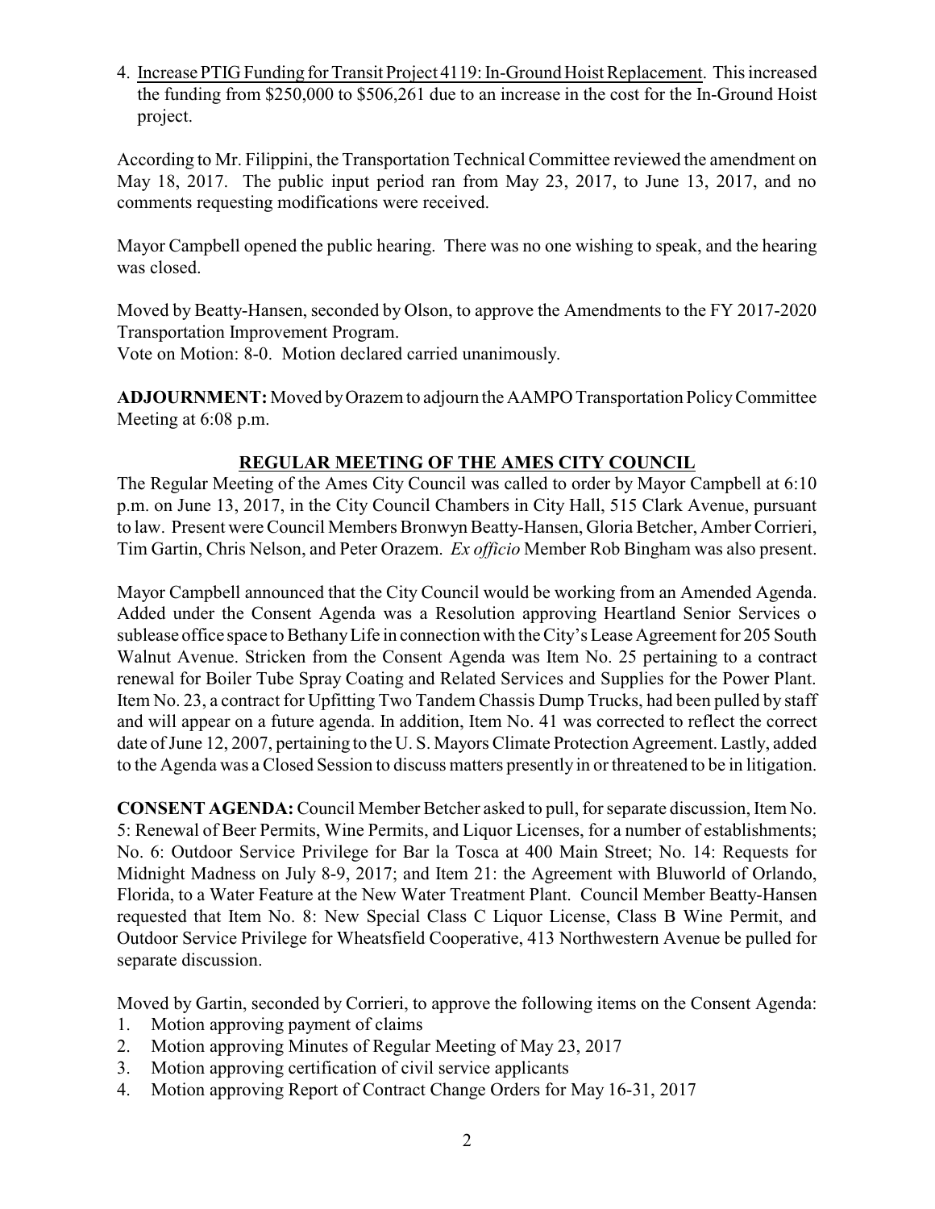4. Increase PTIG Funding for Transit Project 4119: In-Ground Hoist Replacement. This increased the funding from $250,000 to $506,261 due to an increase in the cost for the In-Ground Hoist project.

According to Mr. Filippini, the Transportation Technical Committee reviewed the amendment on May 18, 2017. The public input period ran from May 23, 2017, to June 13, 2017, and no comments requesting modifications were received.

Mayor Campbell opened the public hearing. There was no one wishing to speak, and the hearing was closed.

Moved by Beatty-Hansen, seconded by Olson, to approve the Amendments to the FY 2017-2020 Transportation Improvement Program.
Vote on Motion: 8-0. Motion declared carried unanimously.

**ADJOURNMENT:** Moved by Orazem to adjourn the AAMPO Transportation Policy Committee Meeting at 6:08 p.m.

## REGULAR MEETING OF THE AMES CITY COUNCIL

The Regular Meeting of the Ames City Council was called to order by Mayor Campbell at 6:10 p.m. on June 13, 2017, in the City Council Chambers in City Hall, 515 Clark Avenue, pursuant to law. Present were Council Members Bronwyn Beatty-Hansen, Gloria Betcher, Amber Corrieri, Tim Gartin, Chris Nelson, and Peter Orazem. *Ex officio* Member Rob Bingham was also present.

Mayor Campbell announced that the City Council would be working from an Amended Agenda. Added under the Consent Agenda was a Resolution approving Heartland Senior Services o sublease office space to Bethany Life in connection with the City's Lease Agreement for 205 South Walnut Avenue. Stricken from the Consent Agenda was Item No. 25 pertaining to a contract renewal for Boiler Tube Spray Coating and Related Services and Supplies for the Power Plant. Item No. 23, a contract for Upfitting Two Tandem Chassis Dump Trucks, had been pulled by staff and will appear on a future agenda. In addition, Item No. 41 was corrected to reflect the correct date of June 12, 2007, pertaining to the U. S. Mayors Climate Protection Agreement. Lastly, added to the Agenda was a Closed Session to discuss matters presently in or threatened to be in litigation.

**CONSENT AGENDA:** Council Member Betcher asked to pull, for separate discussion, Item No. 5: Renewal of Beer Permits, Wine Permits, and Liquor Licenses, for a number of establishments; No. 6: Outdoor Service Privilege for Bar la Tosca at 400 Main Street; No. 14: Requests for Midnight Madness on July 8-9, 2017; and Item 21: the Agreement with Bluworld of Orlando, Florida, to a Water Feature at the New Water Treatment Plant. Council Member Beatty-Hansen requested that Item No. 8: New Special Class C Liquor License, Class B Wine Permit, and Outdoor Service Privilege for Wheatsfield Cooperative, 413 Northwestern Avenue be pulled for separate discussion.

Moved by Gartin, seconded by Corrieri, to approve the following items on the Consent Agenda:

1. Motion approving payment of claims
2. Motion approving Minutes of Regular Meeting of May 23, 2017
3. Motion approving certification of civil service applicants
4. Motion approving Report of Contract Change Orders for May 16-31, 2017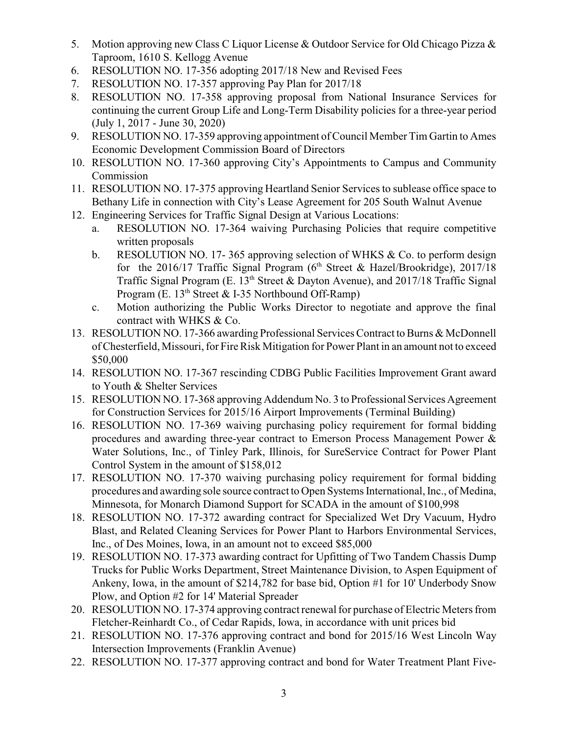5. Motion approving new Class C Liquor License & Outdoor Service for Old Chicago Pizza & Taproom, 1610 S. Kellogg Avenue
6. RESOLUTION NO. 17-356 adopting 2017/18 New and Revised Fees
7. RESOLUTION NO. 17-357 approving Pay Plan for 2017/18
8. RESOLUTION NO. 17-358 approving proposal from National Insurance Services for continuing the current Group Life and Long-Term Disability policies for a three-year period (July 1, 2017 - June 30, 2020)
9. RESOLUTION NO. 17-359 approving appointment of Council Member Tim Gartin to Ames Economic Development Commission Board of Directors
10. RESOLUTION NO. 17-360 approving City's Appointments to Campus and Community Commission
11. RESOLUTION NO. 17-375 approving Heartland Senior Services to sublease office space to Bethany Life in connection with City's Lease Agreement for 205 South Walnut Avenue
12. Engineering Services for Traffic Signal Design at Various Locations:
    a. RESOLUTION NO. 17-364 waiving Purchasing Policies that require competitive written proposals
    b. RESOLUTION NO. 17- 365 approving selection of WHKS & Co. to perform design for the 2016/17 Traffic Signal Program (6th Street & Hazel/Brookridge), 2017/18 Traffic Signal Program (E. 13th Street & Dayton Avenue), and 2017/18 Traffic Signal Program (E. 13th Street & I-35 Northbound Off-Ramp)
    c. Motion authorizing the Public Works Director to negotiate and approve the final contract with WHKS & Co.
13. RESOLUTION NO. 17-366 awarding Professional Services Contract to Burns & McDonnell of Chesterfield, Missouri, for Fire Risk Mitigation for Power Plant in an amount not to exceed $50,000
14. RESOLUTION NO. 17-367 rescinding CDBG Public Facilities Improvement Grant award to Youth & Shelter Services
15. RESOLUTION NO. 17-368 approving Addendum No. 3 to Professional Services Agreement for Construction Services for 2015/16 Airport Improvements (Terminal Building)
16. RESOLUTION NO. 17-369 waiving purchasing policy requirement for formal bidding procedures and awarding three-year contract to Emerson Process Management Power & Water Solutions, Inc., of Tinley Park, Illinois, for SureService Contract for Power Plant Control System in the amount of $158,012
17. RESOLUTION NO. 17-370 waiving purchasing policy requirement for formal bidding procedures and awarding sole source contract to Open Systems International, Inc., of Medina, Minnesota, for Monarch Diamond Support for SCADA in the amount of $100,998
18. RESOLUTION NO. 17-372 awarding contract for Specialized Wet Dry Vacuum, Hydro Blast, and Related Cleaning Services for Power Plant to Harbors Environmental Services, Inc., of Des Moines, Iowa, in an amount not to exceed $85,000
19. RESOLUTION NO. 17-373 awarding contract for Upfitting of Two Tandem Chassis Dump Trucks for Public Works Department, Street Maintenance Division, to Aspen Equipment of Ankeny, Iowa, in the amount of $214,782 for base bid, Option #1 for 10' Underbody Snow Plow, and Option #2 for 14' Material Spreader
20. RESOLUTION NO. 17-374 approving contract renewal for purchase of Electric Meters from Fletcher-Reinhardt Co., of Cedar Rapids, Iowa, in accordance with unit prices bid
21. RESOLUTION NO. 17-376 approving contract and bond for 2015/16 West Lincoln Way Intersection Improvements (Franklin Avenue)
22. RESOLUTION NO. 17-377 approving contract and bond for Water Treatment Plant Five-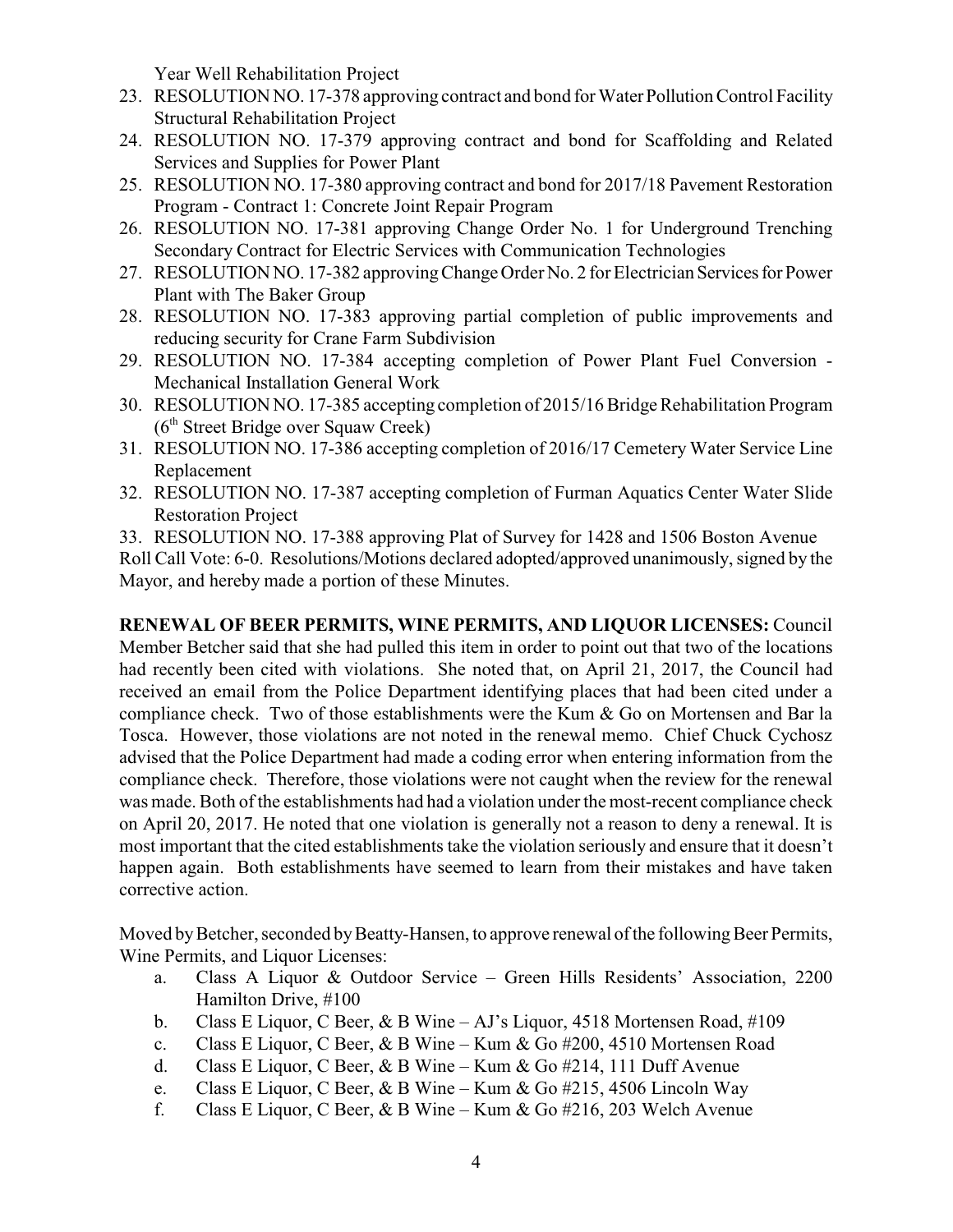Year Well Rehabilitation Project

23. RESOLUTION NO. 17-378 approving contract and bond for Water Pollution Control Facility Structural Rehabilitation Project
24. RESOLUTION NO. 17-379 approving contract and bond for Scaffolding and Related Services and Supplies for Power Plant
25. RESOLUTION NO. 17-380 approving contract and bond for 2017/18 Pavement Restoration Program - Contract 1: Concrete Joint Repair Program
26. RESOLUTION NO. 17-381 approving Change Order No. 1 for Underground Trenching Secondary Contract for Electric Services with Communication Technologies
27. RESOLUTION NO. 17-382 approving Change Order No. 2 for Electrician Services for Power Plant with The Baker Group
28. RESOLUTION NO. 17-383 approving partial completion of public improvements and reducing security for Crane Farm Subdivision
29. RESOLUTION NO. 17-384 accepting completion of Power Plant Fuel Conversion - Mechanical Installation General Work
30. RESOLUTION NO. 17-385 accepting completion of 2015/16 Bridge Rehabilitation Program (6th Street Bridge over Squaw Creek)
31. RESOLUTION NO. 17-386 accepting completion of 2016/17 Cemetery Water Service Line Replacement
32. RESOLUTION NO. 17-387 accepting completion of Furman Aquatics Center Water Slide Restoration Project
33. RESOLUTION NO. 17-388 approving Plat of Survey for 1428 and 1506 Boston Avenue

Roll Call Vote: 6-0. Resolutions/Motions declared adopted/approved unanimously, signed by the Mayor, and hereby made a portion of these Minutes.

**RENEWAL OF BEER PERMITS, WINE PERMITS, AND LIQUOR LICENSES:** Council Member Betcher said that she had pulled this item in order to point out that two of the locations had recently been cited with violations. She noted that, on April 21, 2017, the Council had received an email from the Police Department identifying places that had been cited under a compliance check. Two of those establishments were the Kum & Go on Mortensen and Bar la Tosca. However, those violations are not noted in the renewal memo. Chief Chuck Cychosz advised that the Police Department had made a coding error when entering information from the compliance check. Therefore, those violations were not caught when the review for the renewal was made. Both of the establishments had had a violation under the most-recent compliance check on April 20, 2017. He noted that one violation is generally not a reason to deny a renewal. It is most important that the cited establishments take the violation seriously and ensure that it doesn't happen again. Both establishments have seemed to learn from their mistakes and have taken corrective action.

Moved by Betcher, seconded by Beatty-Hansen, to approve renewal of the following Beer Permits, Wine Permits, and Liquor Licenses:

a. Class A Liquor & Outdoor Service – Green Hills Residents' Association, 2200 Hamilton Drive, #100
b. Class E Liquor, C Beer, & B Wine – AJ's Liquor, 4518 Mortensen Road, #109
c. Class E Liquor, C Beer, & B Wine – Kum & Go #200, 4510 Mortensen Road
d. Class E Liquor, C Beer, & B Wine – Kum & Go #214, 111 Duff Avenue
e. Class E Liquor, C Beer, & B Wine – Kum & Go #215, 4506 Lincoln Way
f. Class E Liquor, C Beer, & B Wine – Kum & Go #216, 203 Welch Avenue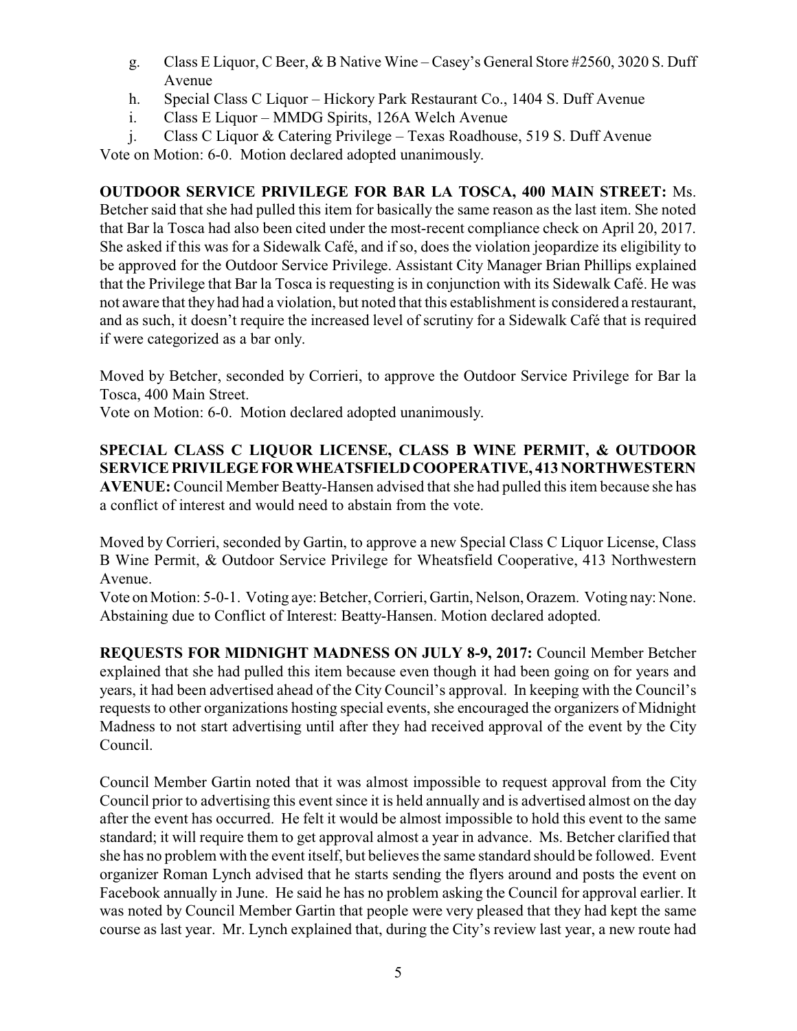g. Class E Liquor, C Beer, & B Native Wine – Casey's General Store #2560, 3020 S. Duff Avenue
h. Special Class C Liquor – Hickory Park Restaurant Co., 1404 S. Duff Avenue
i. Class E Liquor – MMDG Spirits, 126A Welch Avenue
j. Class C Liquor & Catering Privilege – Texas Roadhouse, 519 S. Duff Avenue

Vote on Motion: 6-0. Motion declared adopted unanimously.

**OUTDOOR SERVICE PRIVILEGE FOR BAR LA TOSCA, 400 MAIN STREET:** Ms. Betcher said that she had pulled this item for basically the same reason as the last item. She noted that Bar la Tosca had also been cited under the most-recent compliance check on April 20, 2017. She asked if this was for a Sidewalk Café, and if so, does the violation jeopardize its eligibility to be approved for the Outdoor Service Privilege. Assistant City Manager Brian Phillips explained that the Privilege that Bar la Tosca is requesting is in conjunction with its Sidewalk Café. He was not aware that they had had a violation, but noted that this establishment is considered a restaurant, and as such, it doesn't require the increased level of scrutiny for a Sidewalk Café that is required if were categorized as a bar only.

Moved by Betcher, seconded by Corrieri, to approve the Outdoor Service Privilege for Bar la Tosca, 400 Main Street.
Vote on Motion: 6-0. Motion declared adopted unanimously.

**SPECIAL CLASS C LIQUOR LICENSE, CLASS B WINE PERMIT, & OUTDOOR SERVICE PRIVILEGE FOR WHEATSFIELD COOPERATIVE, 413 NORTHWESTERN AVENUE:** Council Member Beatty-Hansen advised that she had pulled this item because she has a conflict of interest and would need to abstain from the vote.

Moved by Corrieri, seconded by Gartin, to approve a new Special Class C Liquor License, Class B Wine Permit, & Outdoor Service Privilege for Wheatsfield Cooperative, 413 Northwestern Avenue.
Vote on Motion: 5-0-1. Voting aye: Betcher, Corrieri, Gartin, Nelson, Orazem. Voting nay: None. Abstaining due to Conflict of Interest: Beatty-Hansen. Motion declared adopted.

**REQUESTS FOR MIDNIGHT MADNESS ON JULY 8-9, 2017:** Council Member Betcher explained that she had pulled this item because even though it had been going on for years and years, it had been advertised ahead of the City Council's approval. In keeping with the Council's requests to other organizations hosting special events, she encouraged the organizers of Midnight Madness to not start advertising until after they had received approval of the event by the City Council.

Council Member Gartin noted that it was almost impossible to request approval from the City Council prior to advertising this event since it is held annually and is advertised almost on the day after the event has occurred. He felt it would be almost impossible to hold this event to the same standard; it will require them to get approval almost a year in advance. Ms. Betcher clarified that she has no problem with the event itself, but believes the same standard should be followed. Event organizer Roman Lynch advised that he starts sending the flyers around and posts the event on Facebook annually in June. He said he has no problem asking the Council for approval earlier. It was noted by Council Member Gartin that people were very pleased that they had kept the same course as last year. Mr. Lynch explained that, during the City's review last year, a new route had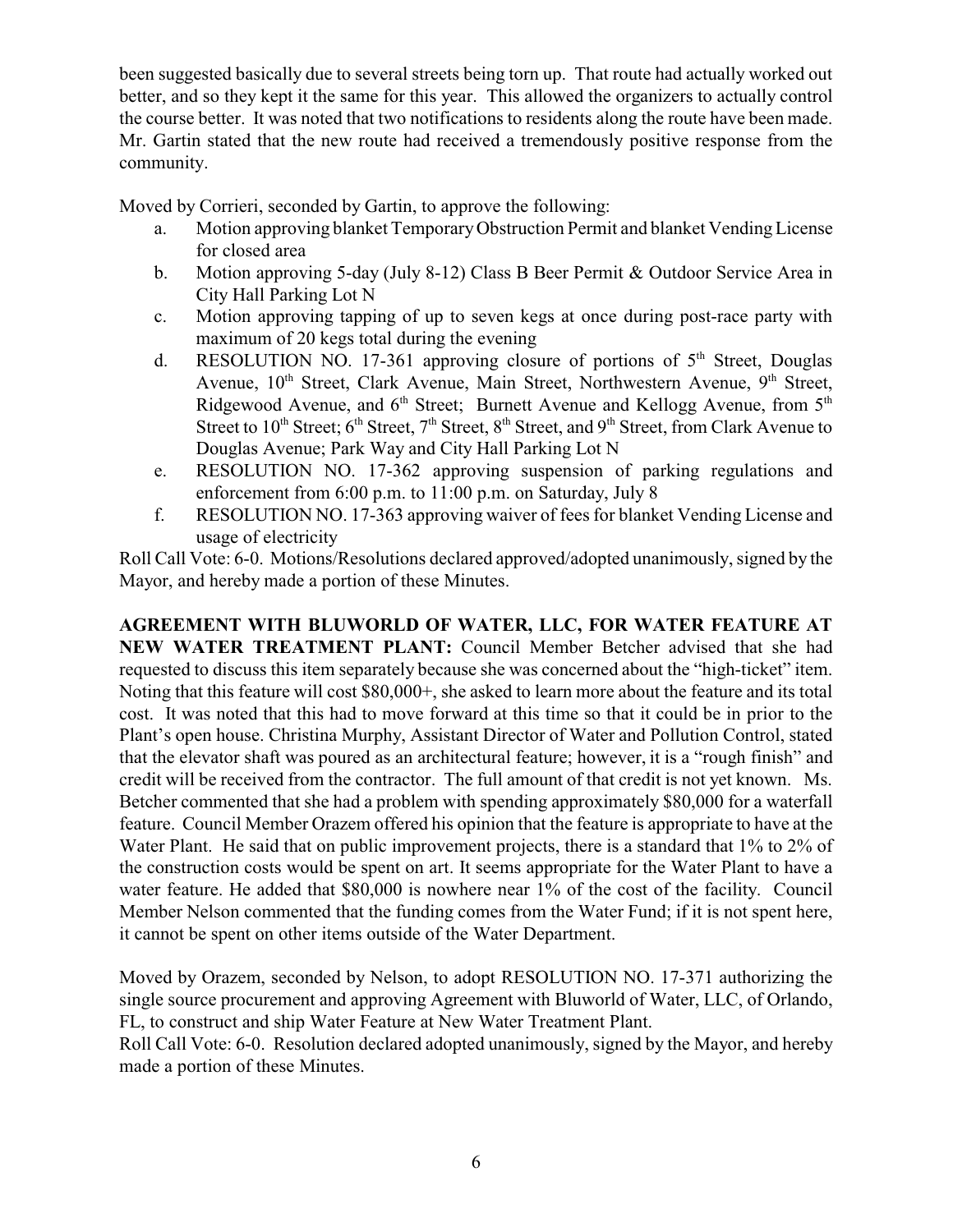been suggested basically due to several streets being torn up. That route had actually worked out better, and so they kept it the same for this year. This allowed the organizers to actually control the course better. It was noted that two notifications to residents along the route have been made. Mr. Gartin stated that the new route had received a tremendously positive response from the community.

Moved by Corrieri, seconded by Gartin, to approve the following:

a. Motion approving blanket Temporary Obstruction Permit and blanket Vending License for closed area
b. Motion approving 5-day (July 8-12) Class B Beer Permit & Outdoor Service Area in City Hall Parking Lot N
c. Motion approving tapping of up to seven kegs at once during post-race party with maximum of 20 kegs total during the evening
d. RESOLUTION NO. 17-361 approving closure of portions of 5th Street, Douglas Avenue, 10th Street, Clark Avenue, Main Street, Northwestern Avenue, 9th Street, Ridgewood Avenue, and 6th Street; Burnett Avenue and Kellogg Avenue, from 5th Street to 10th Street; 6th Street, 7th Street, 8th Street, and 9th Street, from Clark Avenue to Douglas Avenue; Park Way and City Hall Parking Lot N
e. RESOLUTION NO. 17-362 approving suspension of parking regulations and enforcement from 6:00 p.m. to 11:00 p.m. on Saturday, July 8
f. RESOLUTION NO. 17-363 approving waiver of fees for blanket Vending License and usage of electricity

Roll Call Vote: 6-0. Motions/Resolutions declared approved/adopted unanimously, signed by the Mayor, and hereby made a portion of these Minutes.

**AGREEMENT WITH BLUWORLD OF WATER, LLC, FOR WATER FEATURE AT NEW WATER TREATMENT PLANT:** Council Member Betcher advised that she had requested to discuss this item separately because she was concerned about the "high-ticket" item. Noting that this feature will cost $80,000+, she asked to learn more about the feature and its total cost. It was noted that this had to move forward at this time so that it could be in prior to the Plant's open house. Christina Murphy, Assistant Director of Water and Pollution Control, stated that the elevator shaft was poured as an architectural feature; however, it is a "rough finish" and credit will be received from the contractor. The full amount of that credit is not yet known. Ms. Betcher commented that she had a problem with spending approximately $80,000 for a waterfall feature. Council Member Orazem offered his opinion that the feature is appropriate to have at the Water Plant. He said that on public improvement projects, there is a standard that 1% to 2% of the construction costs would be spent on art. It seems appropriate for the Water Plant to have a water feature. He added that $80,000 is nowhere near 1% of the cost of the facility. Council Member Nelson commented that the funding comes from the Water Fund; if it is not spent here, it cannot be spent on other items outside of the Water Department.

Moved by Orazem, seconded by Nelson, to adopt RESOLUTION NO. 17-371 authorizing the single source procurement and approving Agreement with Bluworld of Water, LLC, of Orlando, FL, to construct and ship Water Feature at New Water Treatment Plant.

Roll Call Vote: 6-0. Resolution declared adopted unanimously, signed by the Mayor, and hereby made a portion of these Minutes.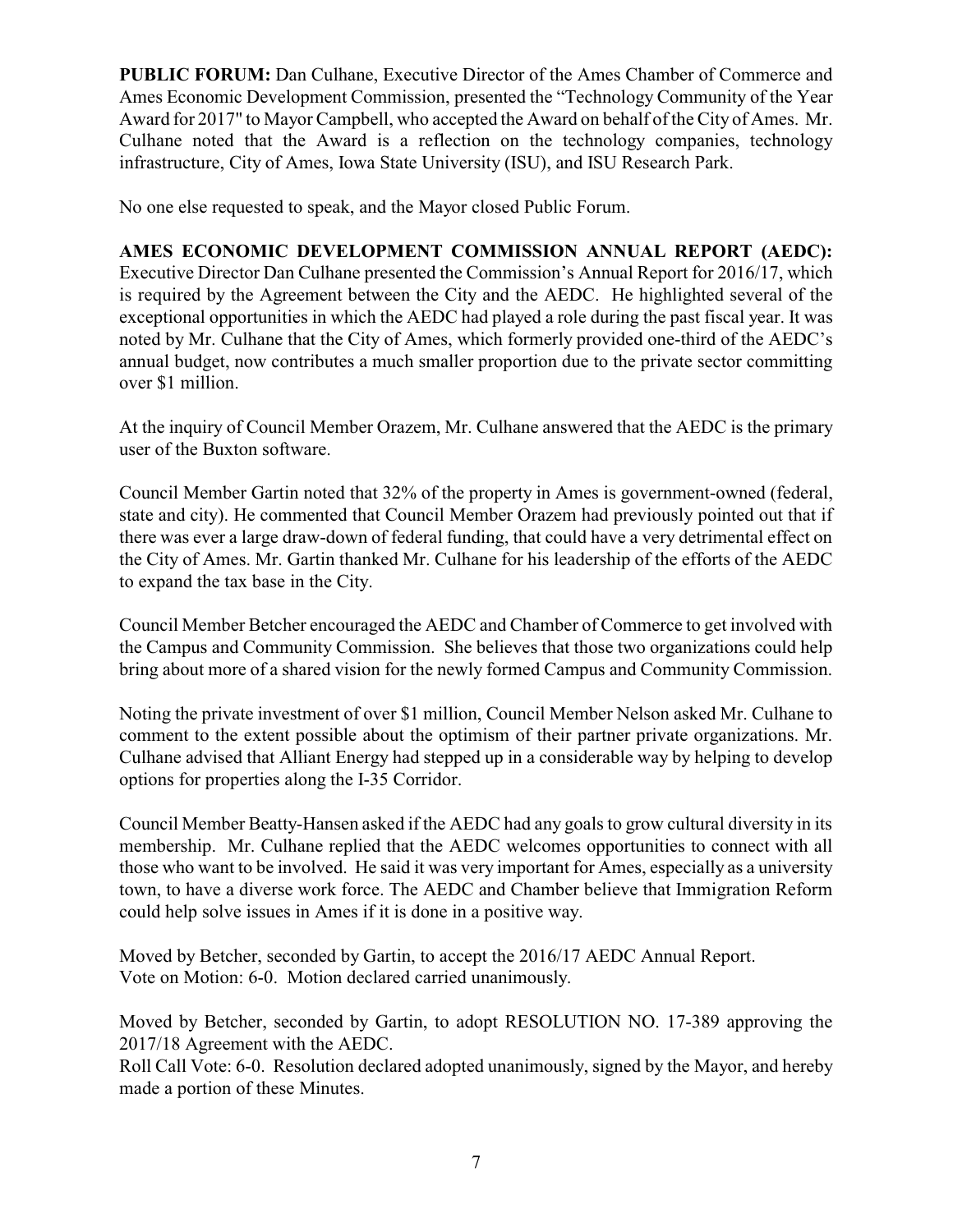**PUBLIC FORUM:** Dan Culhane, Executive Director of the Ames Chamber of Commerce and Ames Economic Development Commission, presented the "Technology Community of the Year Award for 2017" to Mayor Campbell, who accepted the Award on behalf of the City of Ames. Mr. Culhane noted that the Award is a reflection on the technology companies, technology infrastructure, City of Ames, Iowa State University (ISU), and ISU Research Park.

No one else requested to speak, and the Mayor closed Public Forum.

**AMES ECONOMIC DEVELOPMENT COMMISSION ANNUAL REPORT (AEDC):** Executive Director Dan Culhane presented the Commission's Annual Report for 2016/17, which is required by the Agreement between the City and the AEDC. He highlighted several of the exceptional opportunities in which the AEDC had played a role during the past fiscal year. It was noted by Mr. Culhane that the City of Ames, which formerly provided one-third of the AEDC's annual budget, now contributes a much smaller proportion due to the private sector committing over $1 million.

At the inquiry of Council Member Orazem, Mr. Culhane answered that the AEDC is the primary user of the Buxton software.

Council Member Gartin noted that 32% of the property in Ames is government-owned (federal, state and city). He commented that Council Member Orazem had previously pointed out that if there was ever a large draw-down of federal funding, that could have a very detrimental effect on the City of Ames. Mr. Gartin thanked Mr. Culhane for his leadership of the efforts of the AEDC to expand the tax base in the City.

Council Member Betcher encouraged the AEDC and Chamber of Commerce to get involved with the Campus and Community Commission. She believes that those two organizations could help bring about more of a shared vision for the newly formed Campus and Community Commission.

Noting the private investment of over $1 million, Council Member Nelson asked Mr. Culhane to comment to the extent possible about the optimism of their partner private organizations. Mr. Culhane advised that Alliant Energy had stepped up in a considerable way by helping to develop options for properties along the I-35 Corridor.

Council Member Beatty-Hansen asked if the AEDC had any goals to grow cultural diversity in its membership. Mr. Culhane replied that the AEDC welcomes opportunities to connect with all those who want to be involved. He said it was very important for Ames, especially as a university town, to have a diverse work force. The AEDC and Chamber believe that Immigration Reform could help solve issues in Ames if it is done in a positive way.

Moved by Betcher, seconded by Gartin, to accept the 2016/17 AEDC Annual Report.
Vote on Motion: 6-0. Motion declared carried unanimously.

Moved by Betcher, seconded by Gartin, to adopt RESOLUTION NO. 17-389 approving the 2017/18 Agreement with the AEDC.
Roll Call Vote: 6-0. Resolution declared adopted unanimously, signed by the Mayor, and hereby made a portion of these Minutes.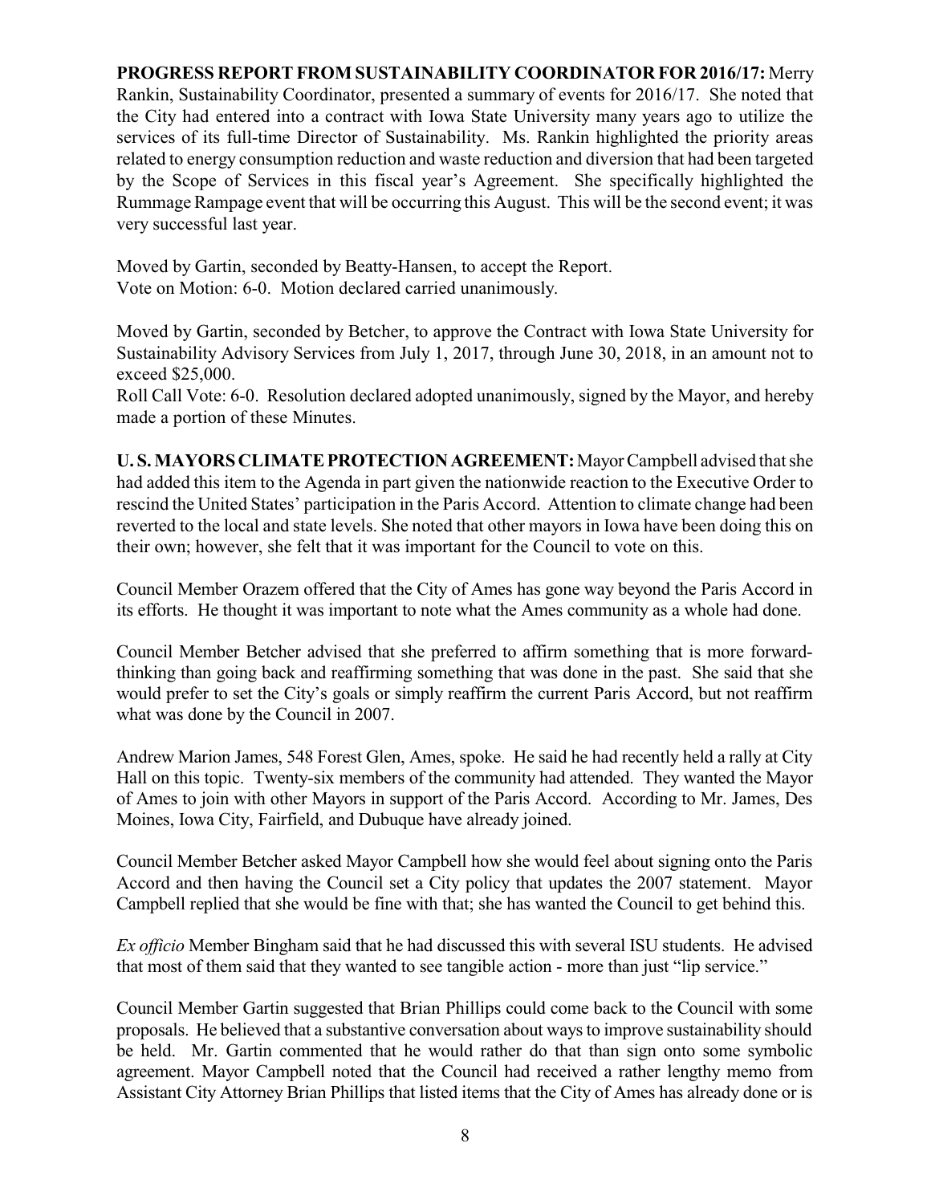**PROGRESS REPORT FROM SUSTAINABILITY COORDINATOR FOR 2016/17:** Merry Rankin, Sustainability Coordinator, presented a summary of events for 2016/17. She noted that the City had entered into a contract with Iowa State University many years ago to utilize the services of its full-time Director of Sustainability. Ms. Rankin highlighted the priority areas related to energy consumption reduction and waste reduction and diversion that had been targeted by the Scope of Services in this fiscal year's Agreement. She specifically highlighted the Rummage Rampage event that will be occurring this August. This will be the second event; it was very successful last year.

Moved by Gartin, seconded by Beatty-Hansen, to accept the Report.
Vote on Motion: 6-0. Motion declared carried unanimously.

Moved by Gartin, seconded by Betcher, to approve the Contract with Iowa State University for Sustainability Advisory Services from July 1, 2017, through June 30, 2018, in an amount not to exceed $25,000.
Roll Call Vote: 6-0. Resolution declared adopted unanimously, signed by the Mayor, and hereby made a portion of these Minutes.

**U. S. MAYORS CLIMATE PROTECTION AGREEMENT:** Mayor Campbell advised that she had added this item to the Agenda in part given the nationwide reaction to the Executive Order to rescind the United States' participation in the Paris Accord. Attention to climate change had been reverted to the local and state levels. She noted that other mayors in Iowa have been doing this on their own; however, she felt that it was important for the Council to vote on this.

Council Member Orazem offered that the City of Ames has gone way beyond the Paris Accord in its efforts. He thought it was important to note what the Ames community as a whole had done.

Council Member Betcher advised that she preferred to affirm something that is more forward-thinking than going back and reaffirming something that was done in the past. She said that she would prefer to set the City's goals or simply reaffirm the current Paris Accord, but not reaffirm what was done by the Council in 2007.

Andrew Marion James, 548 Forest Glen, Ames, spoke. He said he had recently held a rally at City Hall on this topic. Twenty-six members of the community had attended. They wanted the Mayor of Ames to join with other Mayors in support of the Paris Accord. According to Mr. James, Des Moines, Iowa City, Fairfield, and Dubuque have already joined.

Council Member Betcher asked Mayor Campbell how she would feel about signing onto the Paris Accord and then having the Council set a City policy that updates the 2007 statement. Mayor Campbell replied that she would be fine with that; she has wanted the Council to get behind this.

*Ex officio* Member Bingham said that he had discussed this with several ISU students. He advised that most of them said that they wanted to see tangible action - more than just "lip service."

Council Member Gartin suggested that Brian Phillips could come back to the Council with some proposals. He believed that a substantive conversation about ways to improve sustainability should be held. Mr. Gartin commented that he would rather do that than sign onto some symbolic agreement. Mayor Campbell noted that the Council had received a rather lengthy memo from Assistant City Attorney Brian Phillips that listed items that the City of Ames has already done or is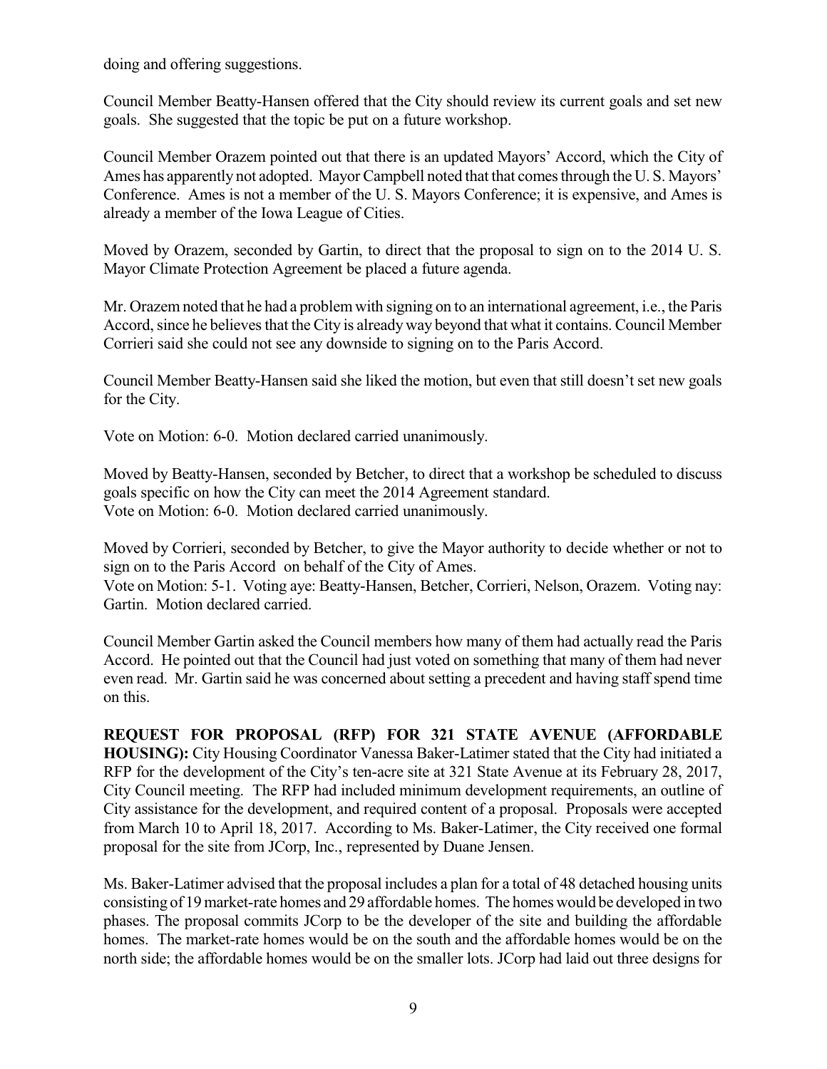doing and offering suggestions.

Council Member Beatty-Hansen offered that the City should review its current goals and set new goals. She suggested that the topic be put on a future workshop.

Council Member Orazem pointed out that there is an updated Mayors' Accord, which the City of Ames has apparently not adopted. Mayor Campbell noted that that comes through the U. S. Mayors' Conference. Ames is not a member of the U. S. Mayors Conference; it is expensive, and Ames is already a member of the Iowa League of Cities.

Moved by Orazem, seconded by Gartin, to direct that the proposal to sign on to the 2014 U. S. Mayor Climate Protection Agreement be placed a future agenda.

Mr. Orazem noted that he had a problem with signing on to an international agreement, i.e., the Paris Accord, since he believes that the City is already way beyond that what it contains. Council Member Corrieri said she could not see any downside to signing on to the Paris Accord.

Council Member Beatty-Hansen said she liked the motion, but even that still doesn't set new goals for the City.

Vote on Motion: 6-0. Motion declared carried unanimously.

Moved by Beatty-Hansen, seconded by Betcher, to direct that a workshop be scheduled to discuss goals specific on how the City can meet the 2014 Agreement standard.
Vote on Motion: 6-0. Motion declared carried unanimously.

Moved by Corrieri, seconded by Betcher, to give the Mayor authority to decide whether or not to sign on to the Paris Accord on behalf of the City of Ames.
Vote on Motion: 5-1. Voting aye: Beatty-Hansen, Betcher, Corrieri, Nelson, Orazem. Voting nay: Gartin. Motion declared carried.

Council Member Gartin asked the Council members how many of them had actually read the Paris Accord. He pointed out that the Council had just voted on something that many of them had never even read. Mr. Gartin said he was concerned about setting a precedent and having staff spend time on this.

**REQUEST FOR PROPOSAL (RFP) FOR 321 STATE AVENUE (AFFORDABLE HOUSING):** City Housing Coordinator Vanessa Baker-Latimer stated that the City had initiated a RFP for the development of the City's ten-acre site at 321 State Avenue at its February 28, 2017, City Council meeting. The RFP had included minimum development requirements, an outline of City assistance for the development, and required content of a proposal. Proposals were accepted from March 10 to April 18, 2017. According to Ms. Baker-Latimer, the City received one formal proposal for the site from JCorp, Inc., represented by Duane Jensen.

Ms. Baker-Latimer advised that the proposal includes a plan for a total of 48 detached housing units consisting of 19 market-rate homes and 29 affordable homes. The homes would be developed in two phases. The proposal commits JCorp to be the developer of the site and building the affordable homes. The market-rate homes would be on the south and the affordable homes would be on the north side; the affordable homes would be on the smaller lots. JCorp had laid out three designs for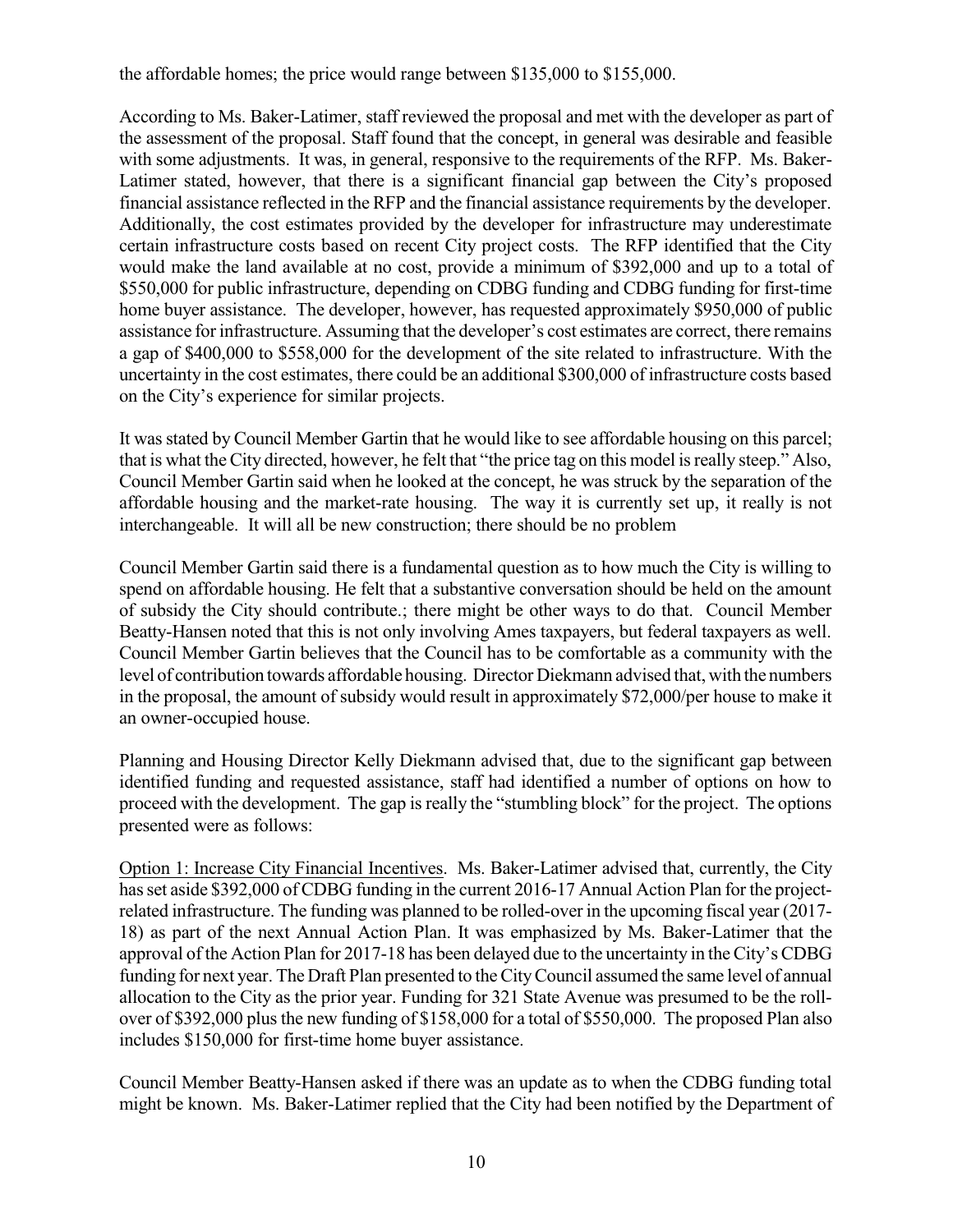the affordable homes; the price would range between $135,000 to $155,000.

According to Ms. Baker-Latimer, staff reviewed the proposal and met with the developer as part of the assessment of the proposal. Staff found that the concept, in general was desirable and feasible with some adjustments. It was, in general, responsive to the requirements of the RFP. Ms. Baker-Latimer stated, however, that there is a significant financial gap between the City's proposed financial assistance reflected in the RFP and the financial assistance requirements by the developer. Additionally, the cost estimates provided by the developer for infrastructure may underestimate certain infrastructure costs based on recent City project costs. The RFP identified that the City would make the land available at no cost, provide a minimum of $392,000 and up to a total of $550,000 for public infrastructure, depending on CDBG funding and CDBG funding for first-time home buyer assistance. The developer, however, has requested approximately $950,000 of public assistance for infrastructure. Assuming that the developer's cost estimates are correct, there remains a gap of $400,000 to $558,000 for the development of the site related to infrastructure. With the uncertainty in the cost estimates, there could be an additional $300,000 of infrastructure costs based on the City's experience for similar projects.

It was stated by Council Member Gartin that he would like to see affordable housing on this parcel; that is what the City directed, however, he felt that "the price tag on this model is really steep." Also, Council Member Gartin said when he looked at the concept, he was struck by the separation of the affordable housing and the market-rate housing. The way it is currently set up, it really is not interchangeable. It will all be new construction; there should be no problem

Council Member Gartin said there is a fundamental question as to how much the City is willing to spend on affordable housing. He felt that a substantive conversation should be held on the amount of subsidy the City should contribute.; there might be other ways to do that. Council Member Beatty-Hansen noted that this is not only involving Ames taxpayers, but federal taxpayers as well. Council Member Gartin believes that the Council has to be comfortable as a community with the level of contribution towards affordable housing. Director Diekmann advised that, with the numbers in the proposal, the amount of subsidy would result in approximately $72,000/per house to make it an owner-occupied house.

Planning and Housing Director Kelly Diekmann advised that, due to the significant gap between identified funding and requested assistance, staff had identified a number of options on how to proceed with the development. The gap is really the "stumbling block" for the project. The options presented were as follows:

Option 1: Increase City Financial Incentives. Ms. Baker-Latimer advised that, currently, the City has set aside $392,000 of CDBG funding in the current 2016-17 Annual Action Plan for the project-related infrastructure. The funding was planned to be rolled-over in the upcoming fiscal year (2017-18) as part of the next Annual Action Plan. It was emphasized by Ms. Baker-Latimer that the approval of the Action Plan for 2017-18 has been delayed due to the uncertainty in the City's CDBG funding for next year. The Draft Plan presented to the City Council assumed the same level of annual allocation to the City as the prior year. Funding for 321 State Avenue was presumed to be the roll-over of $392,000 plus the new funding of $158,000 for a total of $550,000. The proposed Plan also includes $150,000 for first-time home buyer assistance.

Council Member Beatty-Hansen asked if there was an update as to when the CDBG funding total might be known. Ms. Baker-Latimer replied that the City had been notified by the Department of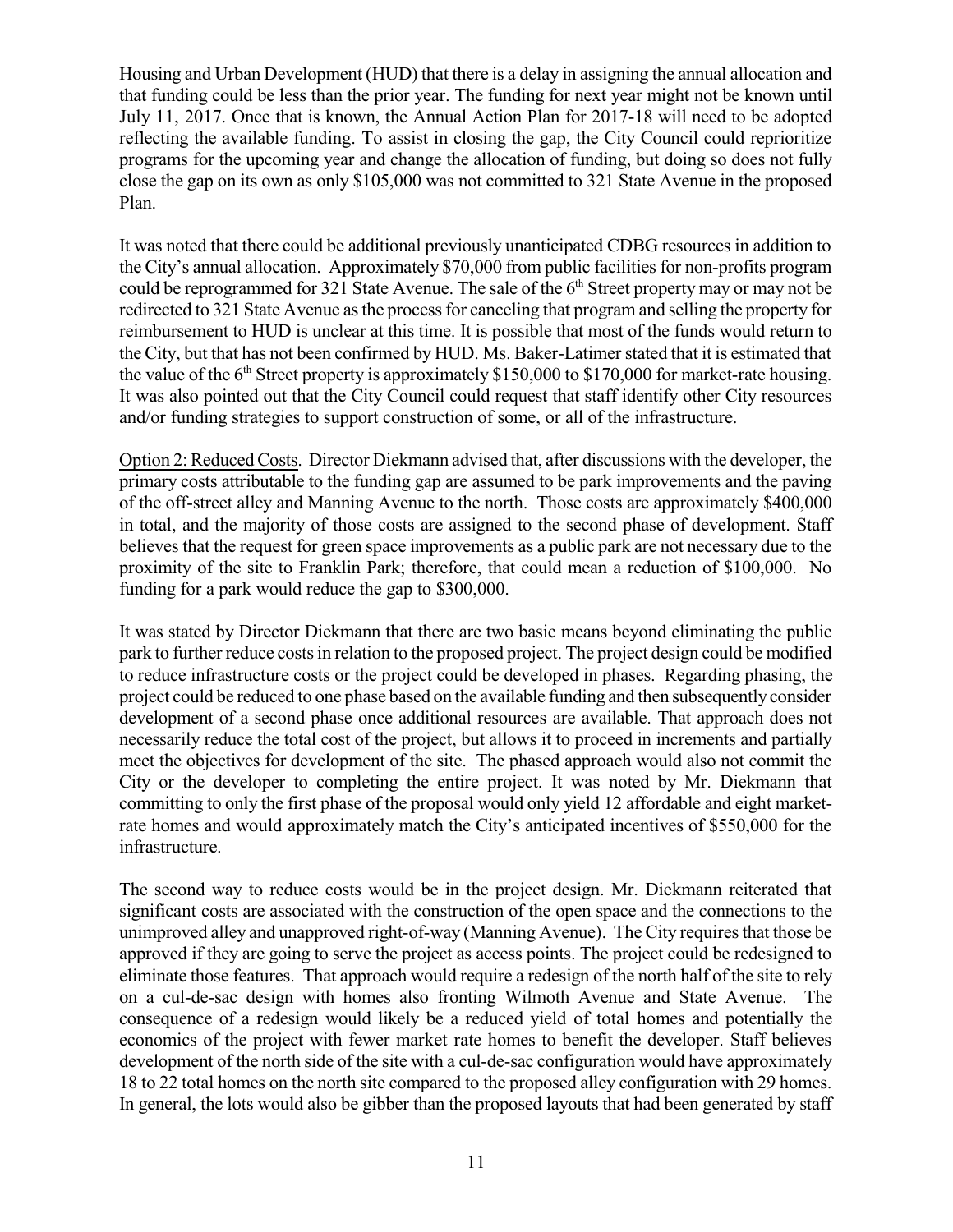Housing and Urban Development (HUD) that there is a delay in assigning the annual allocation and that funding could be less than the prior year. The funding for next year might not be known until July 11, 2017. Once that is known, the Annual Action Plan for 2017-18 will need to be adopted reflecting the available funding. To assist in closing the gap, the City Council could reprioritize programs for the upcoming year and change the allocation of funding, but doing so does not fully close the gap on its own as only $105,000 was not committed to 321 State Avenue in the proposed Plan.

It was noted that there could be additional previously unanticipated CDBG resources in addition to the City's annual allocation. Approximately $70,000 from public facilities for non-profits program could be reprogrammed for 321 State Avenue. The sale of the 6th Street property may or may not be redirected to 321 State Avenue as the process for canceling that program and selling the property for reimbursement to HUD is unclear at this time. It is possible that most of the funds would return to the City, but that has not been confirmed by HUD. Ms. Baker-Latimer stated that it is estimated that the value of the 6th Street property is approximately $150,000 to $170,000 for market-rate housing. It was also pointed out that the City Council could request that staff identify other City resources and/or funding strategies to support construction of some, or all of the infrastructure.

Option 2: Reduced Costs. Director Diekmann advised that, after discussions with the developer, the primary costs attributable to the funding gap are assumed to be park improvements and the paving of the off-street alley and Manning Avenue to the north. Those costs are approximately $400,000 in total, and the majority of those costs are assigned to the second phase of development. Staff believes that the request for green space improvements as a public park are not necessary due to the proximity of the site to Franklin Park; therefore, that could mean a reduction of $100,000. No funding for a park would reduce the gap to $300,000.

It was stated by Director Diekmann that there are two basic means beyond eliminating the public park to further reduce costs in relation to the proposed project. The project design could be modified to reduce infrastructure costs or the project could be developed in phases. Regarding phasing, the project could be reduced to one phase based on the available funding and then subsequently consider development of a second phase once additional resources are available. That approach does not necessarily reduce the total cost of the project, but allows it to proceed in increments and partially meet the objectives for development of the site. The phased approach would also not commit the City or the developer to completing the entire project. It was noted by Mr. Diekmann that committing to only the first phase of the proposal would only yield 12 affordable and eight market-rate homes and would approximately match the City's anticipated incentives of $550,000 for the infrastructure.

The second way to reduce costs would be in the project design. Mr. Diekmann reiterated that significant costs are associated with the construction of the open space and the connections to the unimproved alley and unapproved right-of-way (Manning Avenue). The City requires that those be approved if they are going to serve the project as access points. The project could be redesigned to eliminate those features. That approach would require a redesign of the north half of the site to rely on a cul-de-sac design with homes also fronting Wilmoth Avenue and State Avenue. The consequence of a redesign would likely be a reduced yield of total homes and potentially the economics of the project with fewer market rate homes to benefit the developer. Staff believes development of the north side of the site with a cul-de-sac configuration would have approximately 18 to 22 total homes on the north site compared to the proposed alley configuration with 29 homes. In general, the lots would also be gibber than the proposed layouts that had been generated by staff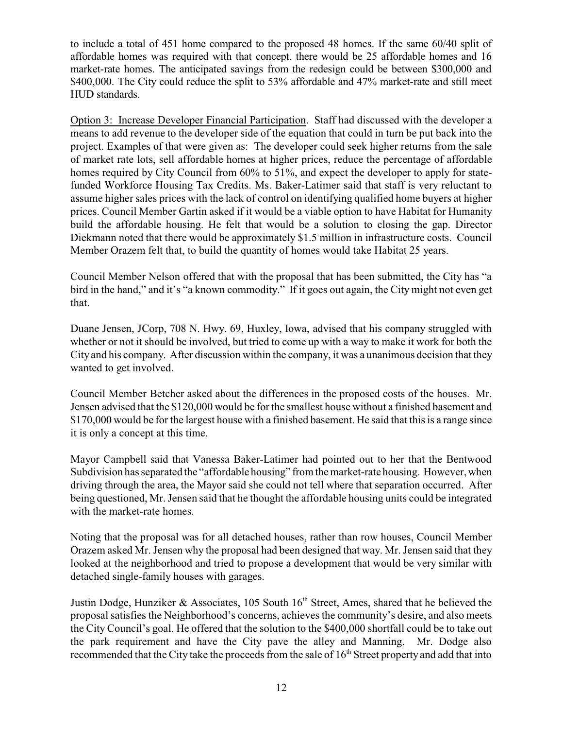to include a total of 451 home compared to the proposed 48 homes. If the same 60/40 split of affordable homes was required with that concept, there would be 25 affordable homes and 16 market-rate homes. The anticipated savings from the redesign could be between $300,000 and $400,000. The City could reduce the split to 53% affordable and 47% market-rate and still meet HUD standards.

Option 3: Increase Developer Financial Participation. Staff had discussed with the developer a means to add revenue to the developer side of the equation that could in turn be put back into the project. Examples of that were given as: The developer could seek higher returns from the sale of market rate lots, sell affordable homes at higher prices, reduce the percentage of affordable homes required by City Council from 60% to 51%, and expect the developer to apply for state-funded Workforce Housing Tax Credits. Ms. Baker-Latimer said that staff is very reluctant to assume higher sales prices with the lack of control on identifying qualified home buyers at higher prices. Council Member Gartin asked if it would be a viable option to have Habitat for Humanity build the affordable housing. He felt that would be a solution to closing the gap. Director Diekmann noted that there would be approximately $1.5 million in infrastructure costs. Council Member Orazem felt that, to build the quantity of homes would take Habitat 25 years.

Council Member Nelson offered that with the proposal that has been submitted, the City has "a bird in the hand," and it's "a known commodity." If it goes out again, the City might not even get that.

Duane Jensen, JCorp, 708 N. Hwy. 69, Huxley, Iowa, advised that his company struggled with whether or not it should be involved, but tried to come up with a way to make it work for both the City and his company. After discussion within the company, it was a unanimous decision that they wanted to get involved.

Council Member Betcher asked about the differences in the proposed costs of the houses. Mr. Jensen advised that the $120,000 would be for the smallest house without a finished basement and $170,000 would be for the largest house with a finished basement. He said that this is a range since it is only a concept at this time.

Mayor Campbell said that Vanessa Baker-Latimer had pointed out to her that the Bentwood Subdivision has separated the "affordable housing" from the market-rate housing. However, when driving through the area, the Mayor said she could not tell where that separation occurred. After being questioned, Mr. Jensen said that he thought the affordable housing units could be integrated with the market-rate homes.

Noting that the proposal was for all detached houses, rather than row houses, Council Member Orazem asked Mr. Jensen why the proposal had been designed that way. Mr. Jensen said that they looked at the neighborhood and tried to propose a development that would be very similar with detached single-family houses with garages.

Justin Dodge, Hunziker & Associates, 105 South 16th Street, Ames, shared that he believed the proposal satisfies the Neighborhood's concerns, achieves the community's desire, and also meets the City Council's goal. He offered that the solution to the $400,000 shortfall could be to take out the park requirement and have the City pave the alley and Manning. Mr. Dodge also recommended that the City take the proceeds from the sale of 16th Street property and add that into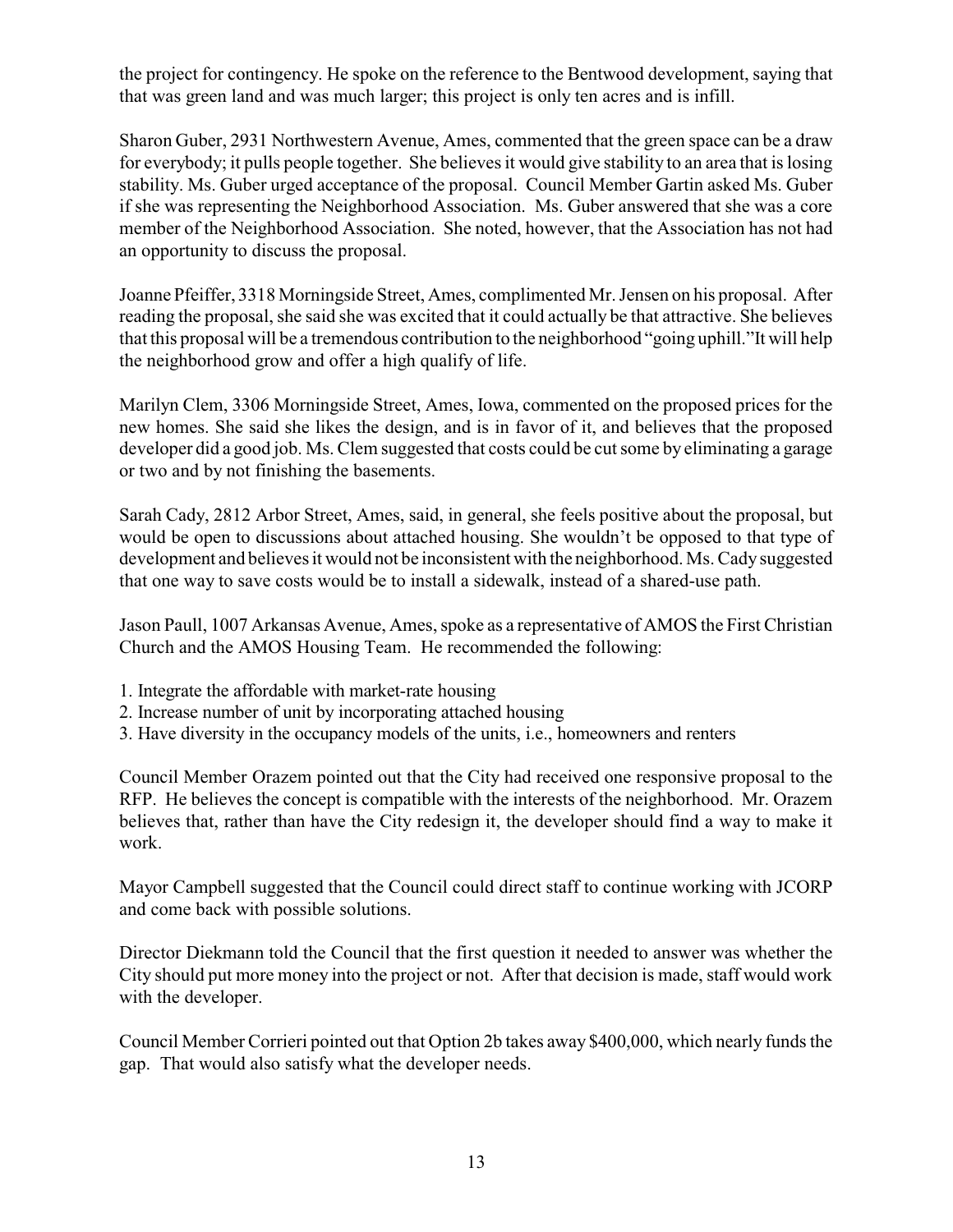the project for contingency. He spoke on the reference to the Bentwood development, saying that that was green land and was much larger; this project is only ten acres and is infill.

Sharon Guber, 2931 Northwestern Avenue, Ames, commented that the green space can be a draw for everybody; it pulls people together. She believes it would give stability to an area that is losing stability. Ms. Guber urged acceptance of the proposal. Council Member Gartin asked Ms. Guber if she was representing the Neighborhood Association. Ms. Guber answered that she was a core member of the Neighborhood Association. She noted, however, that the Association has not had an opportunity to discuss the proposal.

Joanne Pfeiffer, 3318 Morningside Street, Ames, complimented Mr. Jensen on his proposal. After reading the proposal, she said she was excited that it could actually be that attractive. She believes that this proposal will be a tremendous contribution to the neighborhood "going uphill."It will help the neighborhood grow and offer a high qualify of life.

Marilyn Clem, 3306 Morningside Street, Ames, Iowa, commented on the proposed prices for the new homes. She said she likes the design, and is in favor of it, and believes that the proposed developer did a good job. Ms. Clem suggested that costs could be cut some by eliminating a garage or two and by not finishing the basements.

Sarah Cady, 2812 Arbor Street, Ames, said, in general, she feels positive about the proposal, but would be open to discussions about attached housing. She wouldn't be opposed to that type of development and believes it would not be inconsistent with the neighborhood. Ms. Cady suggested that one way to save costs would be to install a sidewalk, instead of a shared-use path.

Jason Paull, 1007 Arkansas Avenue, Ames, spoke as a representative of AMOS the First Christian Church and the AMOS Housing Team. He recommended the following:

1. Integrate the affordable with market-rate housing
2. Increase number of unit by incorporating attached housing
3. Have diversity in the occupancy models of the units, i.e., homeowners and renters

Council Member Orazem pointed out that the City had received one responsive proposal to the RFP. He believes the concept is compatible with the interests of the neighborhood. Mr. Orazem believes that, rather than have the City redesign it, the developer should find a way to make it work.

Mayor Campbell suggested that the Council could direct staff to continue working with JCORP and come back with possible solutions.

Director Diekmann told the Council that the first question it needed to answer was whether the City should put more money into the project or not. After that decision is made, staff would work with the developer.

Council Member Corrieri pointed out that Option 2b takes away $400,000, which nearly funds the gap. That would also satisfy what the developer needs.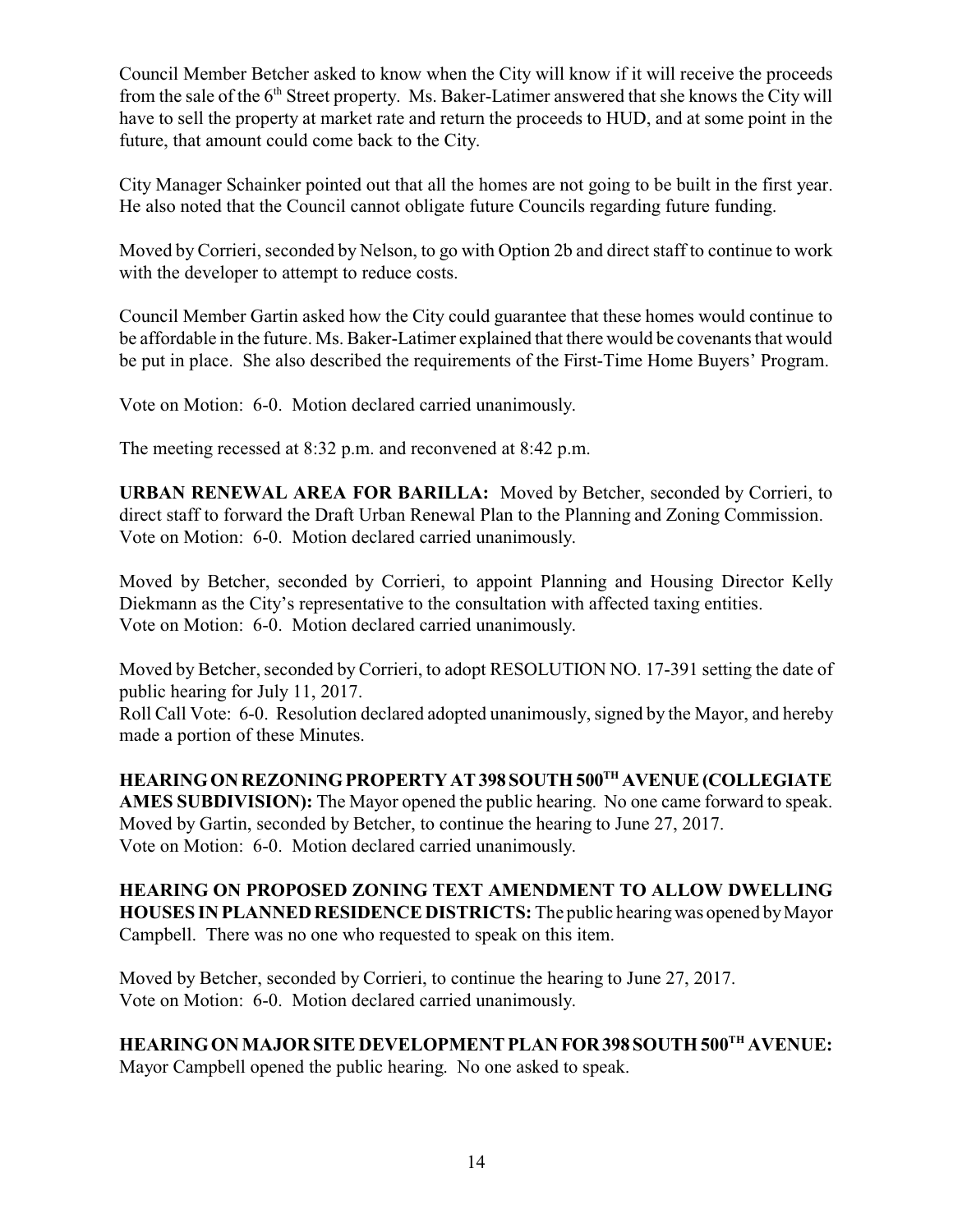Council Member Betcher asked to know when the City will know if it will receive the proceeds from the sale of the 6th Street property. Ms. Baker-Latimer answered that she knows the City will have to sell the property at market rate and return the proceeds to HUD, and at some point in the future, that amount could come back to the City.

City Manager Schainker pointed out that all the homes are not going to be built in the first year. He also noted that the Council cannot obligate future Councils regarding future funding.

Moved by Corrieri, seconded by Nelson, to go with Option 2b and direct staff to continue to work with the developer to attempt to reduce costs.

Council Member Gartin asked how the City could guarantee that these homes would continue to be affordable in the future. Ms. Baker-Latimer explained that there would be covenants that would be put in place. She also described the requirements of the First-Time Home Buyers' Program.

Vote on Motion: 6-0. Motion declared carried unanimously.

The meeting recessed at 8:32 p.m. and reconvened at 8:42 p.m.

**URBAN RENEWAL AREA FOR BARILLA:** Moved by Betcher, seconded by Corrieri, to direct staff to forward the Draft Urban Renewal Plan to the Planning and Zoning Commission.
Vote on Motion: 6-0. Motion declared carried unanimously.

Moved by Betcher, seconded by Corrieri, to appoint Planning and Housing Director Kelly Diekmann as the City's representative to the consultation with affected taxing entities.
Vote on Motion: 6-0. Motion declared carried unanimously.

Moved by Betcher, seconded by Corrieri, to adopt RESOLUTION NO. 17-391 setting the date of public hearing for July 11, 2017.
Roll Call Vote: 6-0. Resolution declared adopted unanimously, signed by the Mayor, and hereby made a portion of these Minutes.

**HEARING ON REZONING PROPERTY AT 398 SOUTH 500TH AVENUE (COLLEGIATE AMES SUBDIVISION):** The Mayor opened the public hearing. No one came forward to speak. Moved by Gartin, seconded by Betcher, to continue the hearing to June 27, 2017.
Vote on Motion: 6-0. Motion declared carried unanimously.

**HEARING ON PROPOSED ZONING TEXT AMENDMENT TO ALLOW DWELLING HOUSES IN PLANNED RESIDENCE DISTRICTS:** The public hearing was opened by Mayor Campbell. There was no one who requested to speak on this item.

Moved by Betcher, seconded by Corrieri, to continue the hearing to June 27, 2017.
Vote on Motion: 6-0. Motion declared carried unanimously.

**HEARING ON MAJOR SITE DEVELOPMENT PLAN FOR 398 SOUTH 500TH AVENUE:** Mayor Campbell opened the public hearing. No one asked to speak.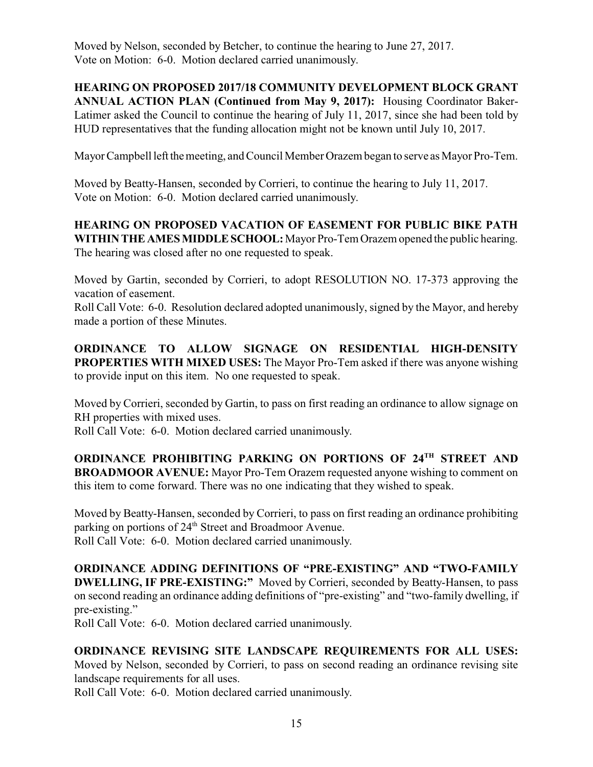Moved by Nelson, seconded by Betcher, to continue the hearing to June 27, 2017.
Vote on Motion: 6-0. Motion declared carried unanimously.

**HEARING ON PROPOSED 2017/18 COMMUNITY DEVELOPMENT BLOCK GRANT ANNUAL ACTION PLAN (Continued from May 9, 2017):** Housing Coordinator Baker-Latimer asked the Council to continue the hearing of July 11, 2017, since she had been told by HUD representatives that the funding allocation might not be known until July 10, 2017.

Mayor Campbell left the meeting, and Council Member Orazem began to serve as Mayor Pro-Tem.

Moved by Beatty-Hansen, seconded by Corrieri, to continue the hearing to July 11, 2017.
Vote on Motion: 6-0. Motion declared carried unanimously.

**HEARING ON PROPOSED VACATION OF EASEMENT FOR PUBLIC BIKE PATH WITHIN THE AMES MIDDLE SCHOOL:** Mayor Pro-Tem Orazem opened the public hearing. The hearing was closed after no one requested to speak.

Moved by Gartin, seconded by Corrieri, to adopt RESOLUTION NO. 17-373 approving the vacation of easement.
Roll Call Vote: 6-0. Resolution declared adopted unanimously, signed by the Mayor, and hereby made a portion of these Minutes.

**ORDINANCE TO ALLOW SIGNAGE ON RESIDENTIAL HIGH-DENSITY PROPERTIES WITH MIXED USES:** The Mayor Pro-Tem asked if there was anyone wishing to provide input on this item. No one requested to speak.

Moved by Corrieri, seconded by Gartin, to pass on first reading an ordinance to allow signage on RH properties with mixed uses.
Roll Call Vote: 6-0. Motion declared carried unanimously.

**ORDINANCE PROHIBITING PARKING ON PORTIONS OF 24TH STREET AND BROADMOOR AVENUE:** Mayor Pro-Tem Orazem requested anyone wishing to comment on this item to come forward. There was no one indicating that they wished to speak.

Moved by Beatty-Hansen, seconded by Corrieri, to pass on first reading an ordinance prohibiting parking on portions of 24th Street and Broadmoor Avenue.
Roll Call Vote: 6-0. Motion declared carried unanimously.

**ORDINANCE ADDING DEFINITIONS OF "PRE-EXISTING" AND "TWO-FAMILY DWELLING, IF PRE-EXISTING:"** Moved by Corrieri, seconded by Beatty-Hansen, to pass on second reading an ordinance adding definitions of "pre-existing" and "two-family dwelling, if pre-existing."
Roll Call Vote: 6-0. Motion declared carried unanimously.

**ORDINANCE REVISING SITE LANDSCAPE REQUIREMENTS FOR ALL USES:** Moved by Nelson, seconded by Corrieri, to pass on second reading an ordinance revising site landscape requirements for all uses.
Roll Call Vote: 6-0. Motion declared carried unanimously.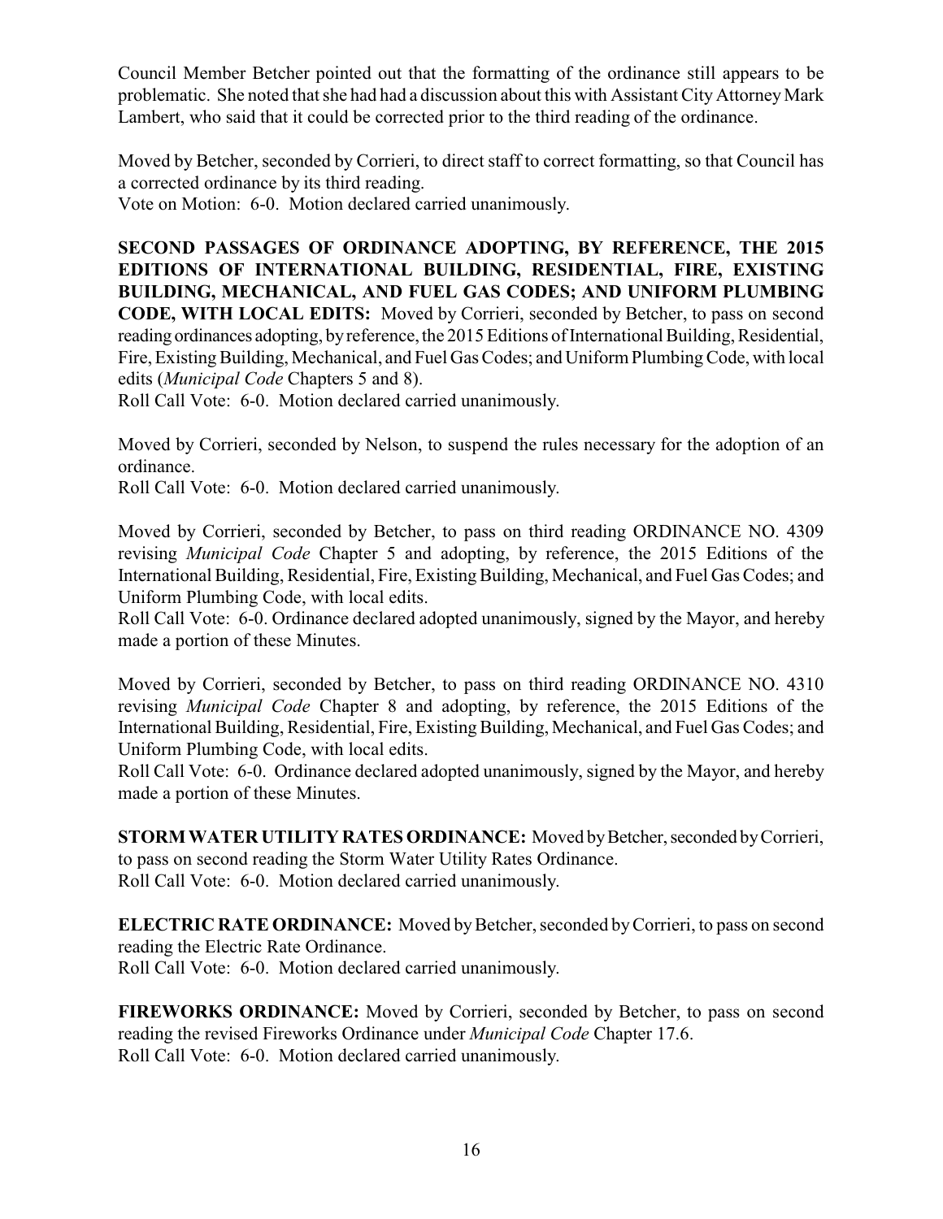Council Member Betcher pointed out that the formatting of the ordinance still appears to be problematic. She noted that she had had a discussion about this with Assistant City Attorney Mark Lambert, who said that it could be corrected prior to the third reading of the ordinance.

Moved by Betcher, seconded by Corrieri, to direct staff to correct formatting, so that Council has a corrected ordinance by its third reading.
Vote on Motion: 6-0. Motion declared carried unanimously.

**SECOND PASSAGES OF ORDINANCE ADOPTING, BY REFERENCE, THE 2015 EDITIONS OF INTERNATIONAL BUILDING, RESIDENTIAL, FIRE, EXISTING BUILDING, MECHANICAL, AND FUEL GAS CODES; AND UNIFORM PLUMBING CODE, WITH LOCAL EDITS:** Moved by Corrieri, seconded by Betcher, to pass on second reading ordinances adopting, by reference, the 2015 Editions of International Building, Residential, Fire, Existing Building, Mechanical, and Fuel Gas Codes; and Uniform Plumbing Code, with local edits (*Municipal Code* Chapters 5 and 8).
Roll Call Vote: 6-0. Motion declared carried unanimously.

Moved by Corrieri, seconded by Nelson, to suspend the rules necessary for the adoption of an ordinance.
Roll Call Vote: 6-0. Motion declared carried unanimously.

Moved by Corrieri, seconded by Betcher, to pass on third reading ORDINANCE NO. 4309 revising *Municipal Code* Chapter 5 and adopting, by reference, the 2015 Editions of the International Building, Residential, Fire, Existing Building, Mechanical, and Fuel Gas Codes; and Uniform Plumbing Code, with local edits.
Roll Call Vote: 6-0. Ordinance declared adopted unanimously, signed by the Mayor, and hereby made a portion of these Minutes.

Moved by Corrieri, seconded by Betcher, to pass on third reading ORDINANCE NO. 4310 revising *Municipal Code* Chapter 8 and adopting, by reference, the 2015 Editions of the International Building, Residential, Fire, Existing Building, Mechanical, and Fuel Gas Codes; and Uniform Plumbing Code, with local edits.
Roll Call Vote: 6-0. Ordinance declared adopted unanimously, signed by the Mayor, and hereby made a portion of these Minutes.

**STORM WATER UTILITY RATES ORDINANCE:** Moved by Betcher, seconded by Corrieri, to pass on second reading the Storm Water Utility Rates Ordinance.
Roll Call Vote: 6-0. Motion declared carried unanimously.

**ELECTRIC RATE ORDINANCE:** Moved by Betcher, seconded by Corrieri, to pass on second reading the Electric Rate Ordinance.
Roll Call Vote: 6-0. Motion declared carried unanimously.

**FIREWORKS ORDINANCE:** Moved by Corrieri, seconded by Betcher, to pass on second reading the revised Fireworks Ordinance under *Municipal Code* Chapter 17.6.
Roll Call Vote: 6-0. Motion declared carried unanimously.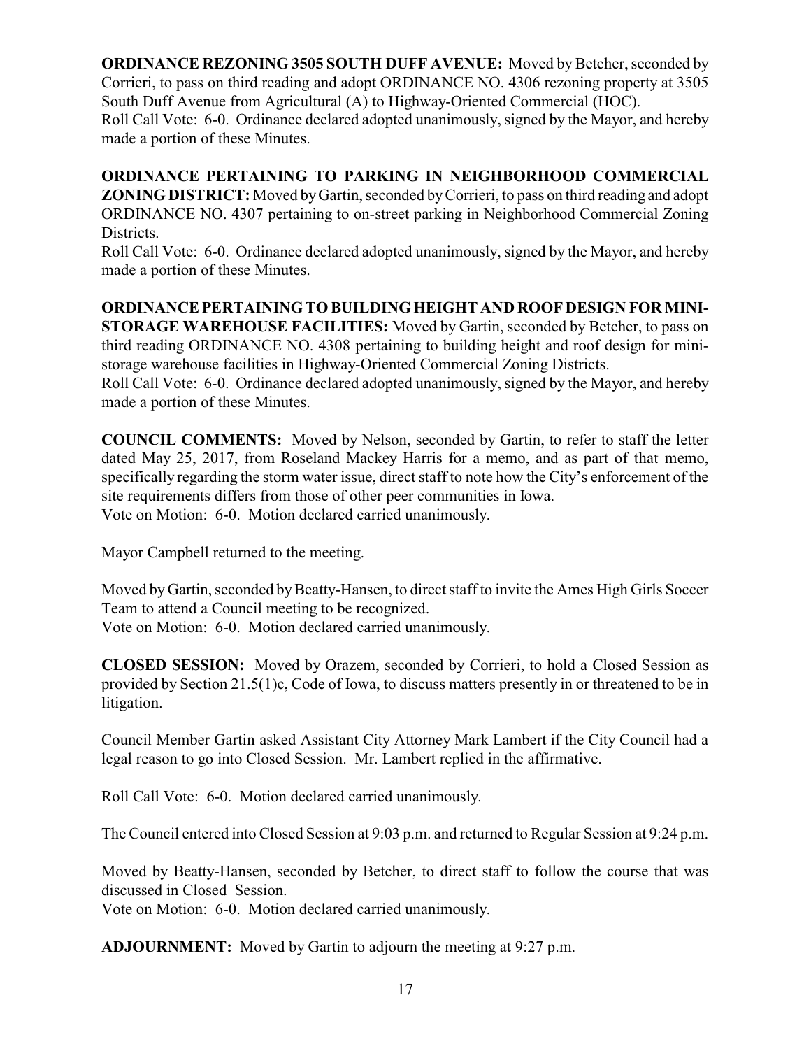**ORDINANCE REZONING 3505 SOUTH DUFF AVENUE:** Moved by Betcher, seconded by Corrieri, to pass on third reading and adopt ORDINANCE NO. 4306 rezoning property at 3505 South Duff Avenue from Agricultural (A) to Highway-Oriented Commercial (HOC).
Roll Call Vote: 6-0. Ordinance declared adopted unanimously, signed by the Mayor, and hereby made a portion of these Minutes.

**ORDINANCE PERTAINING TO PARKING IN NEIGHBORHOOD COMMERCIAL ZONING DISTRICT:** Moved by Gartin, seconded by Corrieri, to pass on third reading and adopt ORDINANCE NO. 4307 pertaining to on-street parking in Neighborhood Commercial Zoning Districts.
Roll Call Vote: 6-0. Ordinance declared adopted unanimously, signed by the Mayor, and hereby made a portion of these Minutes.

**ORDINANCE PERTAINING TO BUILDING HEIGHT AND ROOF DESIGN FOR MINI-STORAGE WAREHOUSE FACILITIES:** Moved by Gartin, seconded by Betcher, to pass on third reading ORDINANCE NO. 4308 pertaining to building height and roof design for mini-storage warehouse facilities in Highway-Oriented Commercial Zoning Districts.
Roll Call Vote: 6-0. Ordinance declared adopted unanimously, signed by the Mayor, and hereby made a portion of these Minutes.

**COUNCIL COMMENTS:** Moved by Nelson, seconded by Gartin, to refer to staff the letter dated May 25, 2017, from Roseland Mackey Harris for a memo, and as part of that memo, specifically regarding the storm water issue, direct staff to note how the City's enforcement of the site requirements differs from those of other peer communities in Iowa.
Vote on Motion: 6-0. Motion declared carried unanimously.

Mayor Campbell returned to the meeting.

Moved by Gartin, seconded by Beatty-Hansen, to direct staff to invite the Ames High Girls Soccer Team to attend a Council meeting to be recognized.
Vote on Motion: 6-0. Motion declared carried unanimously.

**CLOSED SESSION:** Moved by Orazem, seconded by Corrieri, to hold a Closed Session as provided by Section 21.5(1)c, Code of Iowa, to discuss matters presently in or threatened to be in litigation.

Council Member Gartin asked Assistant City Attorney Mark Lambert if the City Council had a legal reason to go into Closed Session. Mr. Lambert replied in the affirmative.

Roll Call Vote: 6-0. Motion declared carried unanimously.

The Council entered into Closed Session at 9:03 p.m. and returned to Regular Session at 9:24 p.m.

Moved by Beatty-Hansen, seconded by Betcher, to direct staff to follow the course that was discussed in Closed Session.
Vote on Motion: 6-0. Motion declared carried unanimously.

**ADJOURNMENT:** Moved by Gartin to adjourn the meeting at 9:27 p.m.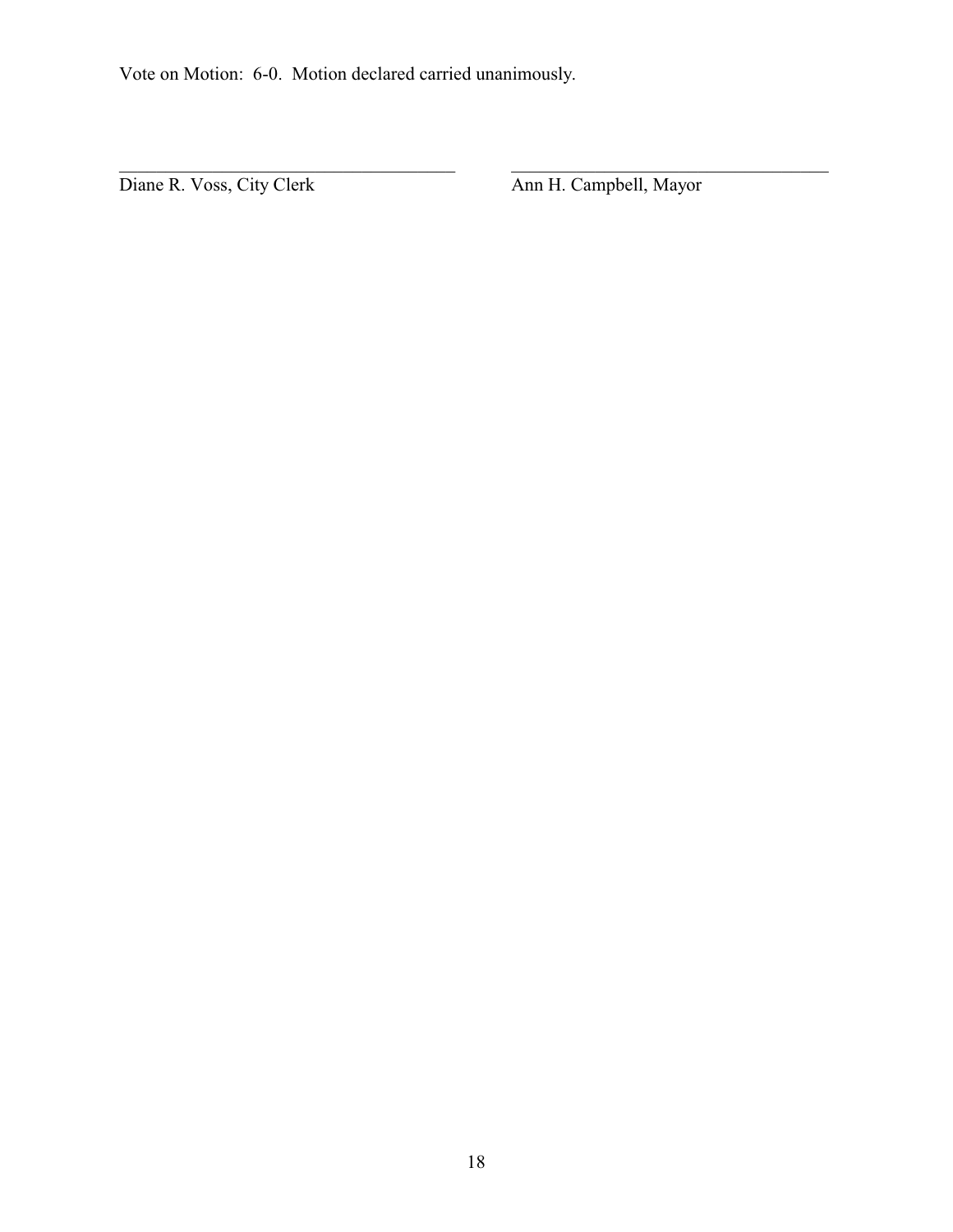Vote on Motion: 6-0. Motion declared carried unanimously.

\_\_\_\_\_\_\_\_\_\_\_\_\_\_\_\_\_\_\_\_\_\_\_\_\_\_\_\_\_\_\_\_\_\_\_\_\_\_
Diane R. Voss, City Clerk

\_\_\_\_\_\_\_\_\_\_\_\_\_\_\_\_\_\_\_\_\_\_\_\_\_\_\_\_\_\_\_\_\_\_\_\_\_\_
Ann H. Campbell, Mayor